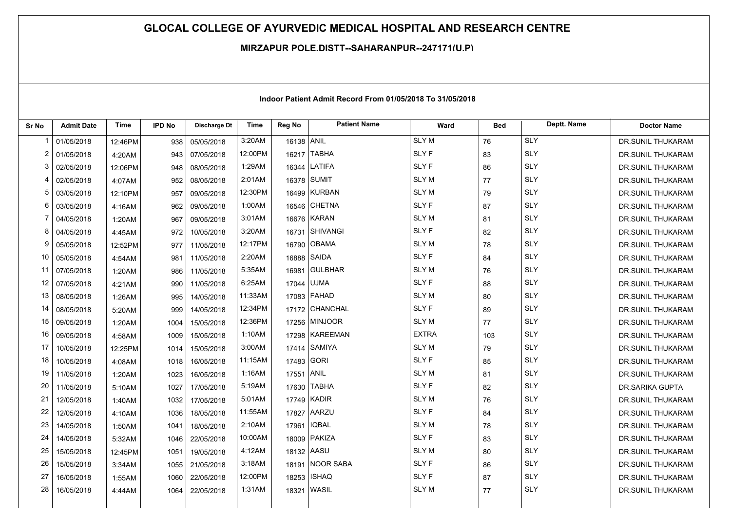# GLOCAL COLLEGE OF AYURVEDIC MEDICAL HOSPITAL AND RESEARCH CENTRE

**MIRZAPUR POLE.DISTT--SAHARANPUR--247171(U.P)**

**Indoor Patient Admit Record From 01/05/2018 To 31/05/2018**

| Sr No | Admit Date | Time | IPD No | Discharge Dt | Time | Reg No | Patient Name | Ward | Bed | Deptt. Name | Doctor Name |
|---|---|---|---|---|---|---|---|---|---|---|---|
| 1 | 01/05/2018 | 12:46PM | 938 | 05/05/2018 | 3:20AM | 16138 | ANIL | SLY M | 76 | SLY | DR.SUNIL THUKARAM |
| 2 | 01/05/2018 | 4:20AM | 943 | 07/05/2018 | 12:00PM | 16217 | TABHA | SLY F | 83 | SLY | DR.SUNIL THUKARAM |
| 3 | 02/05/2018 | 12:06PM | 948 | 08/05/2018 | 1:29AM | 16344 | LATIFA | SLY F | 86 | SLY | DR.SUNIL THUKARAM |
| 4 | 02/05/2018 | 4:07AM | 952 | 08/05/2018 | 2:01AM | 16378 | SUMIT | SLY M | 77 | SLY | DR.SUNIL THUKARAM |
| 5 | 03/05/2018 | 12:10PM | 957 | 09/05/2018 | 12:30PM | 16499 | KURBAN | SLY M | 79 | SLY | DR.SUNIL THUKARAM |
| 6 | 03/05/2018 | 4:16AM | 962 | 09/05/2018 | 1:00AM | 16546 | CHETNA | SLY F | 87 | SLY | DR.SUNIL THUKARAM |
| 7 | 04/05/2018 | 1:20AM | 967 | 09/05/2018 | 3:01AM | 16676 | KARAN | SLY M | 81 | SLY | DR.SUNIL THUKARAM |
| 8 | 04/05/2018 | 4:45AM | 972 | 10/05/2018 | 3:20AM | 16731 | SHIVANGI | SLY F | 82 | SLY | DR.SUNIL THUKARAM |
| 9 | 05/05/2018 | 12:52PM | 977 | 11/05/2018 | 12:17PM | 16790 | OBAMA | SLY M | 78 | SLY | DR.SUNIL THUKARAM |
| 10 | 05/05/2018 | 4:54AM | 981 | 11/05/2018 | 2:20AM | 16888 | SAIDA | SLY F | 84 | SLY | DR.SUNIL THUKARAM |
| 11 | 07/05/2018 | 1:20AM | 986 | 11/05/2018 | 5:35AM | 16981 | GULBHAR | SLY M | 76 | SLY | DR.SUNIL THUKARAM |
| 12 | 07/05/2018 | 4:21AM | 990 | 11/05/2018 | 6:25AM | 17044 | UJMA | SLY F | 88 | SLY | DR.SUNIL THUKARAM |
| 13 | 08/05/2018 | 1:26AM | 995 | 14/05/2018 | 11:33AM | 17083 | FAHAD | SLY M | 80 | SLY | DR.SUNIL THUKARAM |
| 14 | 08/05/2018 | 5:20AM | 999 | 14/05/2018 | 12:34PM | 17172 | CHANCHAL | SLY F | 89 | SLY | DR.SUNIL THUKARAM |
| 15 | 09/05/2018 | 1:20AM | 1004 | 15/05/2018 | 12:36PM | 17256 | MINJOOR | SLY M | 77 | SLY | DR.SUNIL THUKARAM |
| 16 | 09/05/2018 | 4:58AM | 1009 | 15/05/2018 | 1:10AM | 17298 | KAREEMAN | EXTRA | 103 | SLY | DR.SUNIL THUKARAM |
| 17 | 10/05/2018 | 12:25PM | 1014 | 15/05/2018 | 3:00AM | 17414 | SAMIYA | SLY M | 79 | SLY | DR.SUNIL THUKARAM |
| 18 | 10/05/2018 | 4:08AM | 1018 | 16/05/2018 | 11:15AM | 17483 | GORI | SLY F | 85 | SLY | DR.SUNIL THUKARAM |
| 19 | 11/05/2018 | 1:20AM | 1023 | 16/05/2018 | 1:16AM | 17551 | ANIL | SLY M | 81 | SLY | DR.SUNIL THUKARAM |
| 20 | 11/05/2018 | 5:10AM | 1027 | 17/05/2018 | 5:19AM | 17630 | TABHA | SLY F | 82 | SLY | DR.SARIKA GUPTA |
| 21 | 12/05/2018 | 1:40AM | 1032 | 17/05/2018 | 5:01AM | 17749 | KADIR | SLY M | 76 | SLY | DR.SUNIL THUKARAM |
| 22 | 12/05/2018 | 4:10AM | 1036 | 18/05/2018 | 11:55AM | 17827 | AARZU | SLY F | 84 | SLY | DR.SUNIL THUKARAM |
| 23 | 14/05/2018 | 1:50AM | 1041 | 18/05/2018 | 2:10AM | 17961 | IQBAL | SLY M | 78 | SLY | DR.SUNIL THUKARAM |
| 24 | 14/05/2018 | 5:32AM | 1046 | 22/05/2018 | 10:00AM | 18009 | PAKIZA | SLY F | 83 | SLY | DR.SUNIL THUKARAM |
| 25 | 15/05/2018 | 12:45PM | 1051 | 19/05/2018 | 4:12AM | 18132 | AASU | SLY M | 80 | SLY | DR.SUNIL THUKARAM |
| 26 | 15/05/2018 | 3:34AM | 1055 | 21/05/2018 | 3:18AM | 18191 | NOOR SABA | SLY F | 86 | SLY | DR.SUNIL THUKARAM |
| 27 | 16/05/2018 | 1:55AM | 1060 | 22/05/2018 | 12:00PM | 18253 | ISHAQ | SLY F | 87 | SLY | DR.SUNIL THUKARAM |
| 28 | 16/05/2018 | 4:44AM | 1064 | 22/05/2018 | 1:31AM | 18321 | WASIL | SLY M | 77 | SLY | DR.SUNIL THUKARAM |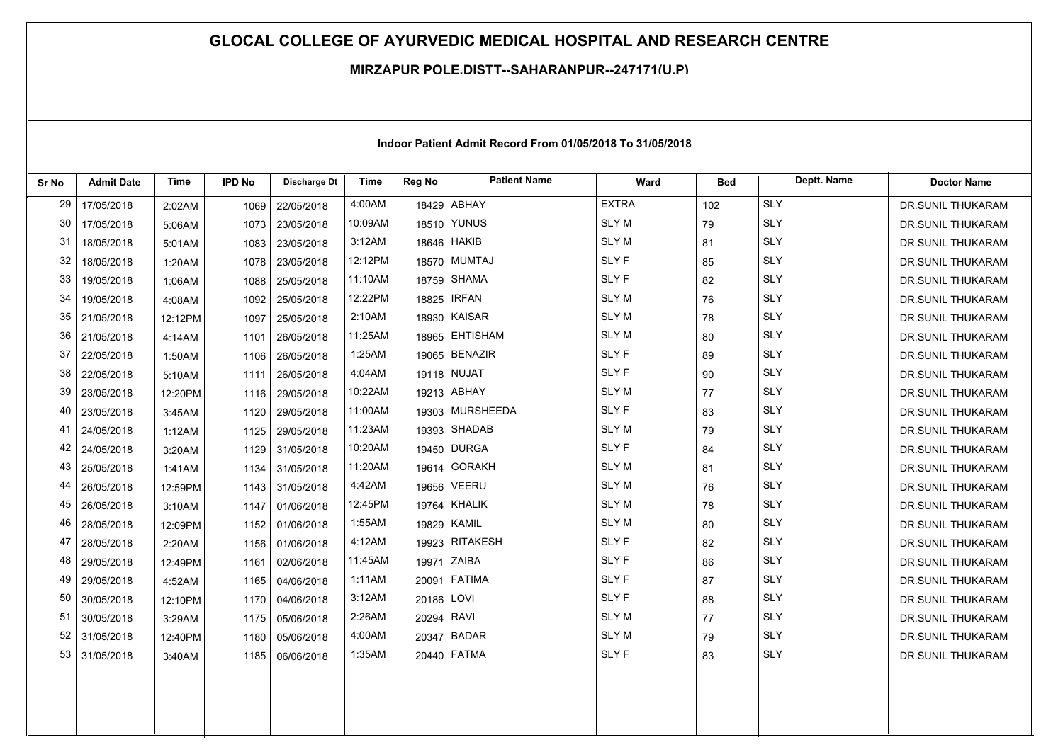# GLOCAL COLLEGE OF AYURVEDIC MEDICAL HOSPITAL AND RESEARCH CENTRE

**MIRZAPUR POLE.DISTT--SAHARANPUR--247171(U.P)**

**Indoor Patient Admit Record From 01/05/2018 To 31/05/2018**

| Sr No | Admit Date | Time | IPD No | Discharge Dt | Time | Reg No | Patient Name | Ward | Bed | Deptt. Name | Doctor Name |
|---|---|---|---|---|---|---|---|---|---|---|---|
| 29 | 17/05/2018 | 2:02AM | 1069 | 22/05/2018 | 4:00AM | 18429 | ABHAY | EXTRA | 102 | SLY | DR.SUNIL THUKARAM |
| 30 | 17/05/2018 | 5:06AM | 1073 | 23/05/2018 | 10:09AM | 18510 | YUNUS | SLY M | 79 | SLY | DR.SUNIL THUKARAM |
| 31 | 18/05/2018 | 5:01AM | 1083 | 23/05/2018 | 3:12AM | 18646 | HAKIB | SLY M | 81 | SLY | DR.SUNIL THUKARAM |
| 32 | 18/05/2018 | 1:20AM | 1078 | 23/05/2018 | 12:12PM | 18570 | MUMTAJ | SLY F | 85 | SLY | DR.SUNIL THUKARAM |
| 33 | 19/05/2018 | 1:06AM | 1088 | 25/05/2018 | 11:10AM | 18759 | SHAMA | SLY F | 82 | SLY | DR.SUNIL THUKARAM |
| 34 | 19/05/2018 | 4:08AM | 1092 | 25/05/2018 | 12:22PM | 18825 | IRFAN | SLY M | 76 | SLY | DR.SUNIL THUKARAM |
| 35 | 21/05/2018 | 12:12PM | 1097 | 25/05/2018 | 2:10AM | 18930 | KAISAR | SLY M | 78 | SLY | DR.SUNIL THUKARAM |
| 36 | 21/05/2018 | 4:14AM | 1101 | 26/05/2018 | 11:25AM | 18965 | EHTISHAM | SLY M | 80 | SLY | DR.SUNIL THUKARAM |
| 37 | 22/05/2018 | 1:50AM | 1106 | 26/05/2018 | 1:25AM | 19065 | BENAZIR | SLY F | 89 | SLY | DR.SUNIL THUKARAM |
| 38 | 22/05/2018 | 5:10AM | 1111 | 26/05/2018 | 4:04AM | 19118 | NUJAT | SLY F | 90 | SLY | DR.SUNIL THUKARAM |
| 39 | 23/05/2018 | 12:20PM | 1116 | 29/05/2018 | 10:22AM | 19213 | ABHAY | SLY M | 77 | SLY | DR.SUNIL THUKARAM |
| 40 | 23/05/2018 | 3:45AM | 1120 | 29/05/2018 | 11:00AM | 19303 | MURSHEEDA | SLY F | 83 | SLY | DR.SUNIL THUKARAM |
| 41 | 24/05/2018 | 1:12AM | 1125 | 29/05/2018 | 11:23AM | 19393 | SHADAB | SLY M | 79 | SLY | DR.SUNIL THUKARAM |
| 42 | 24/05/2018 | 3:20AM | 1129 | 31/05/2018 | 10:20AM | 19450 | DURGA | SLY F | 84 | SLY | DR.SUNIL THUKARAM |
| 43 | 25/05/2018 | 1:41AM | 1134 | 31/05/2018 | 11:20AM | 19614 | GORAKH | SLY M | 81 | SLY | DR.SUNIL THUKARAM |
| 44 | 26/05/2018 | 12:59PM | 1143 | 31/05/2018 | 4:42AM | 19656 | VEERU | SLY M | 76 | SLY | DR.SUNIL THUKARAM |
| 45 | 26/05/2018 | 3:10AM | 1147 | 01/06/2018 | 12:45PM | 19764 | KHALIK | SLY M | 78 | SLY | DR.SUNIL THUKARAM |
| 46 | 28/05/2018 | 12:09PM | 1152 | 01/06/2018 | 1:55AM | 19829 | KAMIL | SLY M | 80 | SLY | DR.SUNIL THUKARAM |
| 47 | 28/05/2018 | 2:20AM | 1156 | 01/06/2018 | 4:12AM | 19923 | RITAKESH | SLY F | 82 | SLY | DR.SUNIL THUKARAM |
| 48 | 29/05/2018 | 12:49PM | 1161 | 02/06/2018 | 11:45AM | 19971 | ZAIBA | SLY F | 86 | SLY | DR.SUNIL THUKARAM |
| 49 | 29/05/2018 | 4:52AM | 1165 | 04/06/2018 | 1:11AM | 20091 | FATIMA | SLY F | 87 | SLY | DR.SUNIL THUKARAM |
| 50 | 30/05/2018 | 12:10PM | 1170 | 04/06/2018 | 3:12AM | 20186 | LOVI | SLY F | 88 | SLY | DR.SUNIL THUKARAM |
| 51 | 30/05/2018 | 3:29AM | 1175 | 05/06/2018 | 2:26AM | 20294 | RAVI | SLY M | 77 | SLY | DR.SUNIL THUKARAM |
| 52 | 31/05/2018 | 12:40PM | 1180 | 05/06/2018 | 4:00AM | 20347 | BADAR | SLY M | 79 | SLY | DR.SUNIL THUKARAM |
| 53 | 31/05/2018 | 3:40AM | 1185 | 06/06/2018 | 1:35AM | 20440 | FATMA | SLY F | 83 | SLY | DR.SUNIL THUKARAM |